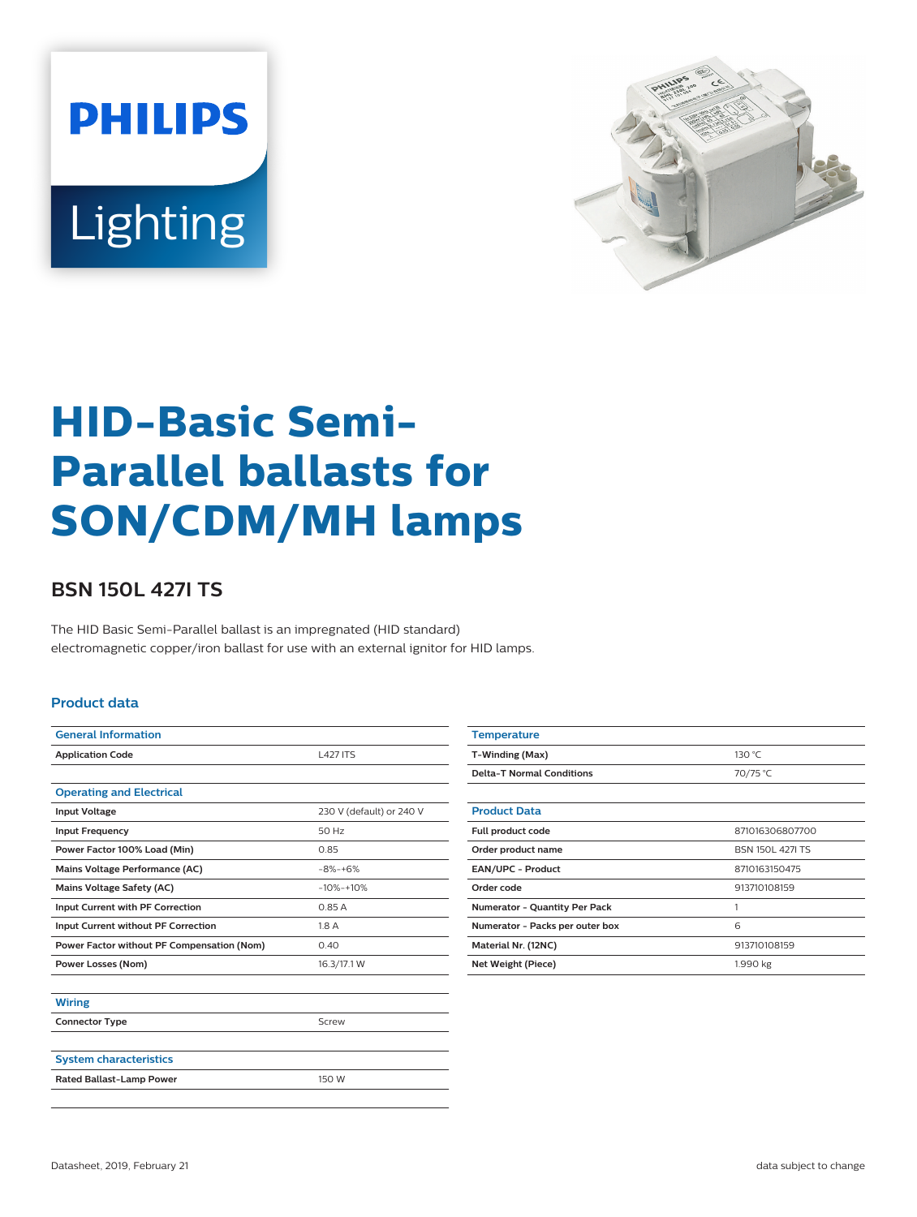# HID-Basic Semi-Parallel ballasts for SON/CDM/MH lamps

## BSN 150L 427I TS

The HID Basic Semi-Parallel ballast is an impregnated (HID standard) electromagnetic copper/iron ballast for use with an external ignitor for HID lamps.

### Product data

| General Information | |
|---|---|
| Application Code | L427 ITS |

| Operating and Electrical | |
|---|---|
| Input Voltage | 230 V (default) or 240 V |
| Input Frequency | 50 Hz |
| Power Factor 100% Load (Min) | 0.85 |
| Mains Voltage Performance (AC) | -8%-+6% |
| Mains Voltage Safety (AC) | -10%-+10% |
| Input Current with PF Correction | 0.85 A |
| Input Current without PF Correction | 1.8 A |
| Power Factor without PF Compensation (Nom) | 0.40 |
| Power Losses (Nom) | 16.3/17.1 W |

| Wiring | |
|---|---|
| Connector Type | Screw |

| System characteristics | |
|---|---|
| Rated Ballast-Lamp Power | 150 W |

| Temperature | |
|---|---|
| T-Winding (Max) | 130 °C |
| Delta-T Normal Conditions | 70/75 °C |

| Product Data | |
|---|---|
| Full product code | 871016306807700 |
| Order product name | BSN 150L 427I TS |
| EAN/UPC - Product | 8710163150475 |
| Order code | 913710108159 |
| Numerator - Quantity Per Pack | 1 |
| Numerator - Packs per outer box | 6 |
| Material Nr. (12NC) | 913710108159 |
| Net Weight (Piece) | 1.990 kg |

Datasheet, 2019, February 21 | data subject to change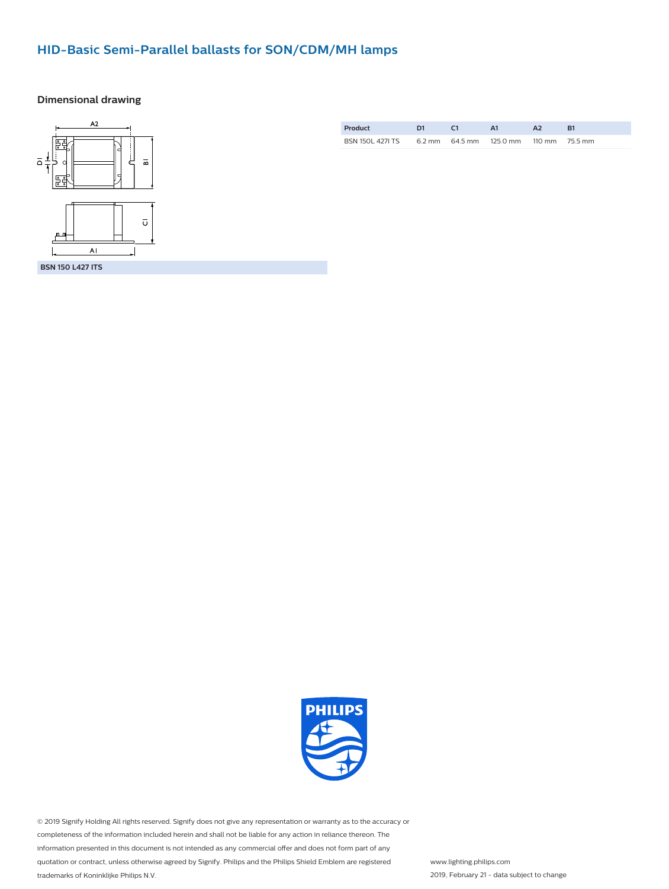## HID-Basic Semi-Parallel ballasts for SON/CDM/MH lamps

### Dimensional drawing

A2

D1

B1

C1

A1

**BSN 150 L427 ITS**

| Product | D1 | C1 | A1 | A2 | B1 |
| --- | --- | --- | --- | --- | --- |
| BSN 150L 427I TS | 6.2 mm | 64.5 mm | 125.0 mm | 110 mm | 75.5 mm |

© 2019 Signify Holding All rights reserved. Signify does not give any representation or warranty as to the accuracy or completeness of the information included herein and shall not be liable for any action in reliance thereon. The information presented in this document is not intended as any commercial offer and does not form part of any quotation or contract, unless otherwise agreed by Signify. Philips and the Philips Shield Emblem are registered trademarks of Koninklijke Philips N.V.

www.lighting.philips.com

2019, February 21 - data subject to change